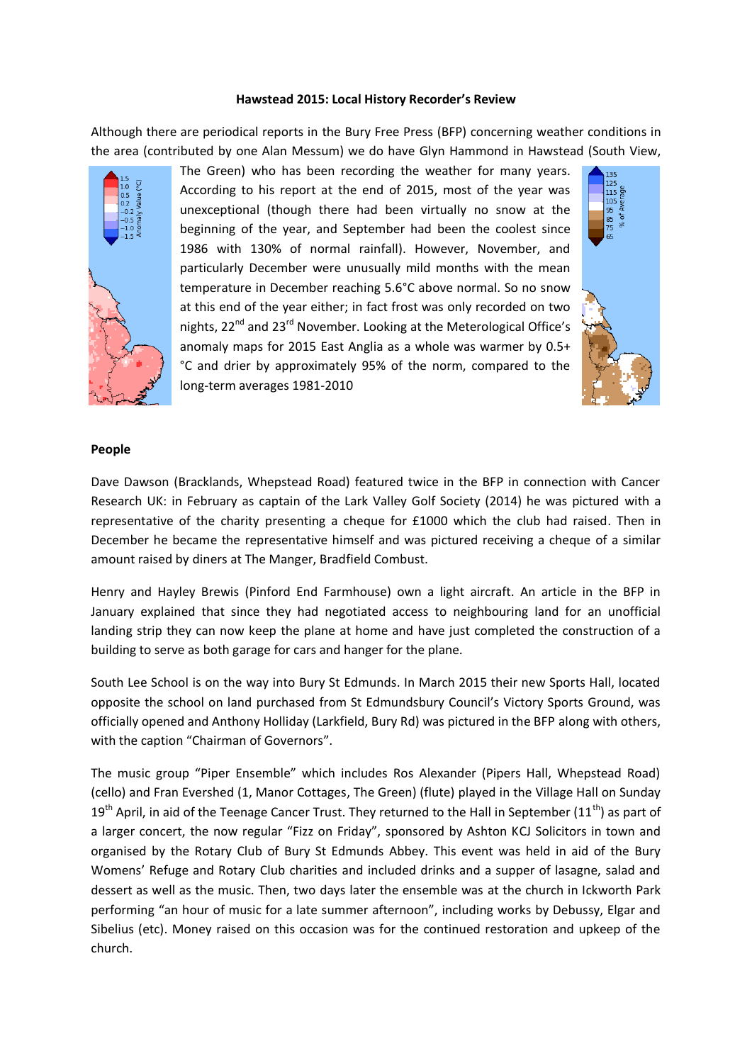**Hawstead 2015: Local History Recorder's Review**

Although there are periodical reports in the Bury Free Press (BFP) concerning weather conditions in the area (contributed by one Alan Messum) we do have Glyn Hammond in Hawstead (South View, The Green) who has been recording the weather for many years. According to his report at the end of 2015, most of the year was unexceptional (though there had been virtually no snow at the beginning of the year, and September had been the coolest since 1986 with 130% of normal rainfall). However, November, and particularly December were unusually mild months with the mean temperature in December reaching 5.6°C above normal. So no snow at this end of the year either; in fact frost was only recorded on two nights, 22nd and 23rd November. Looking at the Meterological Office's anomaly maps for 2015 East Anglia as a whole was warmer by 0.5+ °C and drier by approximately 95% of the norm, compared to the long-term averages 1981-2010

**People**

Dave Dawson (Bracklands, Whepstead Road) featured twice in the BFP in connection with Cancer Research UK: in February as captain of the Lark Valley Golf Society (2014) he was pictured with a representative of the charity presenting a cheque for £1000 which the club had raised. Then in December he became the representative himself and was pictured receiving a cheque of a similar amount raised by diners at The Manger, Bradfield Combust.

Henry and Hayley Brewis (Pinford End Farmhouse) own a light aircraft. An article in the BFP in January explained that since they had negotiated access to neighbouring land for an unofficial landing strip they can now keep the plane at home and have just completed the construction of a building to serve as both garage for cars and hanger for the plane.

South Lee School is on the way into Bury St Edmunds. In March 2015 their new Sports Hall, located opposite the school on land purchased from St Edmundsbury Council's Victory Sports Ground, was officially opened and Anthony Holliday (Larkfield, Bury Rd) was pictured in the BFP along with others, with the caption "Chairman of Governors".

The music group "Piper Ensemble" which includes Ros Alexander (Pipers Hall, Whepstead Road) (cello) and Fran Evershed (1, Manor Cottages, The Green) (flute) played in the Village Hall on Sunday 19th April, in aid of the Teenage Cancer Trust. They returned to the Hall in September (11th) as part of a larger concert, the now regular "Fizz on Friday", sponsored by Ashton KCJ Solicitors in town and organised by the Rotary Club of Bury St Edmunds Abbey. This event was held in aid of the Bury Womens' Refuge and Rotary Club charities and included drinks and a supper of lasagne, salad and dessert as well as the music. Then, two days later the ensemble was at the church in Ickworth Park performing "an hour of music for a late summer afternoon", including works by Debussy, Elgar and Sibelius (etc). Money raised on this occasion was for the continued restoration and upkeep of the church.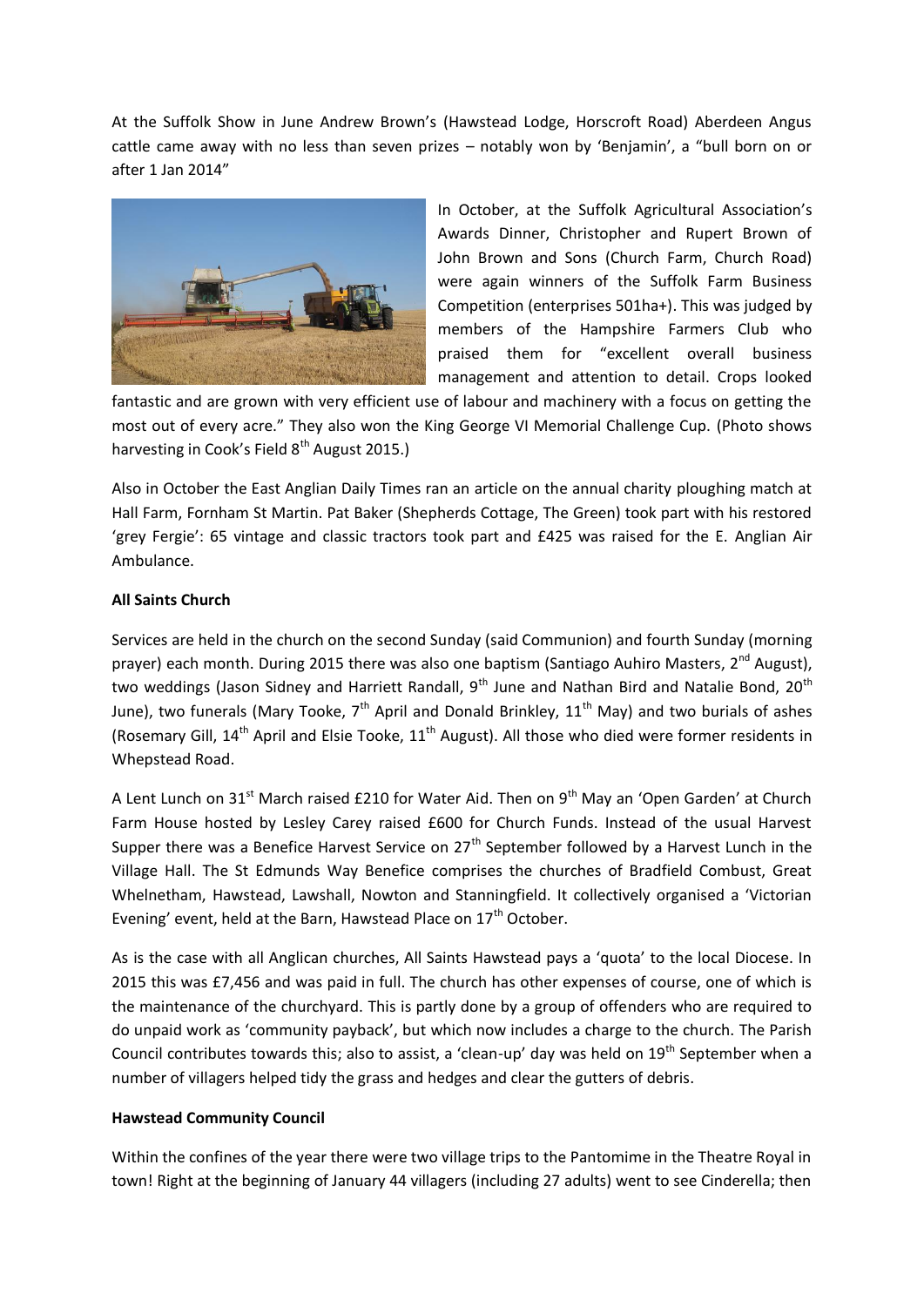At the Suffolk Show in June Andrew Brown's (Hawstead Lodge, Horscroft Road) Aberdeen Angus cattle came away with no less than seven prizes – notably won by 'Benjamin', a "bull born on or after 1 Jan 2014"

In October, at the Suffolk Agricultural Association's Awards Dinner, Christopher and Rupert Brown of John Brown and Sons (Church Farm, Church Road) were again winners of the Suffolk Farm Business Competition (enterprises 501ha+). This was judged by members of the Hampshire Farmers Club who praised them for "excellent overall business management and attention to detail. Crops looked fantastic and are grown with very efficient use of labour and machinery with a focus on getting the most out of every acre." They also won the King George VI Memorial Challenge Cup. (Photo shows harvesting in Cook's Field 8th August 2015.)

Also in October the East Anglian Daily Times ran an article on the annual charity ploughing match at Hall Farm, Fornham St Martin. Pat Baker (Shepherds Cottage, The Green) took part with his restored 'grey Fergie': 65 vintage and classic tractors took part and £425 was raised for the E. Anglian Air Ambulance.

**All Saints Church**

Services are held in the church on the second Sunday (said Communion) and fourth Sunday (morning prayer) each month. During 2015 there was also one baptism (Santiago Auhiro Masters, 2nd August), two weddings (Jason Sidney and Harriett Randall, 9th June and Nathan Bird and Natalie Bond, 20th June), two funerals (Mary Tooke, 7th April and Donald Brinkley, 11th May) and two burials of ashes (Rosemary Gill, 14th April and Elsie Tooke, 11th August). All those who died were former residents in Whepstead Road.

A Lent Lunch on 31st March raised £210 for Water Aid. Then on 9th May an 'Open Garden' at Church Farm House hosted by Lesley Carey raised £600 for Church Funds. Instead of the usual Harvest Supper there was a Benefice Harvest Service on 27th September followed by a Harvest Lunch in the Village Hall. The St Edmunds Way Benefice comprises the churches of Bradfield Combust, Great Whelnetham, Hawstead, Lawshall, Nowton and Stanningfield. It collectively organised a 'Victorian Evening' event, held at the Barn, Hawstead Place on 17th October.

As is the case with all Anglican churches, All Saints Hawstead pays a 'quota' to the local Diocese. In 2015 this was £7,456 and was paid in full. The church has other expenses of course, one of which is the maintenance of the churchyard. This is partly done by a group of offenders who are required to do unpaid work as 'community payback', but which now includes a charge to the church. The Parish Council contributes towards this; also to assist, a 'clean-up' day was held on 19th September when a number of villagers helped tidy the grass and hedges and clear the gutters of debris.

**Hawstead Community Council**

Within the confines of the year there were two village trips to the Pantomime in the Theatre Royal in town! Right at the beginning of January 44 villagers (including 27 adults) went to see Cinderella; then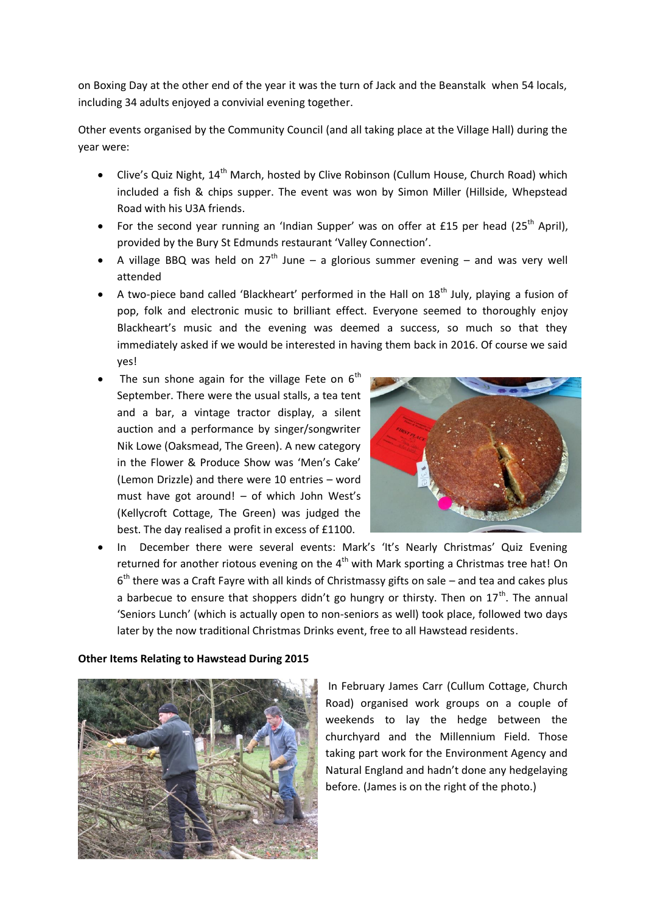on Boxing Day at the other end of the year it was the turn of Jack and the Beanstalk when 54 locals, including 34 adults enjoyed a convivial evening together.

Other events organised by the Community Council (and all taking place at the Village Hall) during the year were:

- Clive's Quiz Night, 14th March, hosted by Clive Robinson (Cullum House, Church Road) which included a fish & chips supper. The event was won by Simon Miller (Hillside, Whepstead Road with his U3A friends.
- For the second year running an 'Indian Supper' was on offer at £15 per head (25th April), provided by the Bury St Edmunds restaurant 'Valley Connection'.
- A village BBQ was held on 27th June – a glorious summer evening – and was very well attended
- A two-piece band called 'Blackheart' performed in the Hall on 18th July, playing a fusion of pop, folk and electronic music to brilliant effect. Everyone seemed to thoroughly enjoy Blackheart's music and the evening was deemed a success, so much so that they immediately asked if we would be interested in having them back in 2016. Of course we said yes!
- The sun shone again for the village Fete on 6th September. There were the usual stalls, a tea tent and a bar, a vintage tractor display, a silent auction and a performance by singer/songwriter Nik Lowe (Oaksmead, The Green). A new category in the Flower & Produce Show was 'Men's Cake' (Lemon Drizzle) and there were 10 entries – word must have got around! – of which John West's (Kellycroft Cottage, The Green) was judged the best. The day realised a profit in excess of £1100.
- In December there were several events: Mark's 'It's Nearly Christmas' Quiz Evening returned for another riotous evening on the 4th with Mark sporting a Christmas tree hat! On 6th there was a Craft Fayre with all kinds of Christmassy gifts on sale – and tea and cakes plus a barbecue to ensure that shoppers didn't go hungry or thirsty. Then on 17th. The annual 'Seniors Lunch' (which is actually open to non-seniors as well) took place, followed two days later by the now traditional Christmas Drinks event, free to all Hawstead residents.

**Other Items Relating to Hawstead During 2015**

In February James Carr (Cullum Cottage, Church Road) organised work groups on a couple of weekends to lay the hedge between the churchyard and the Millennium Field. Those taking part work for the Environment Agency and Natural England and hadn't done any hedgelaying before. (James is on the right of the photo.)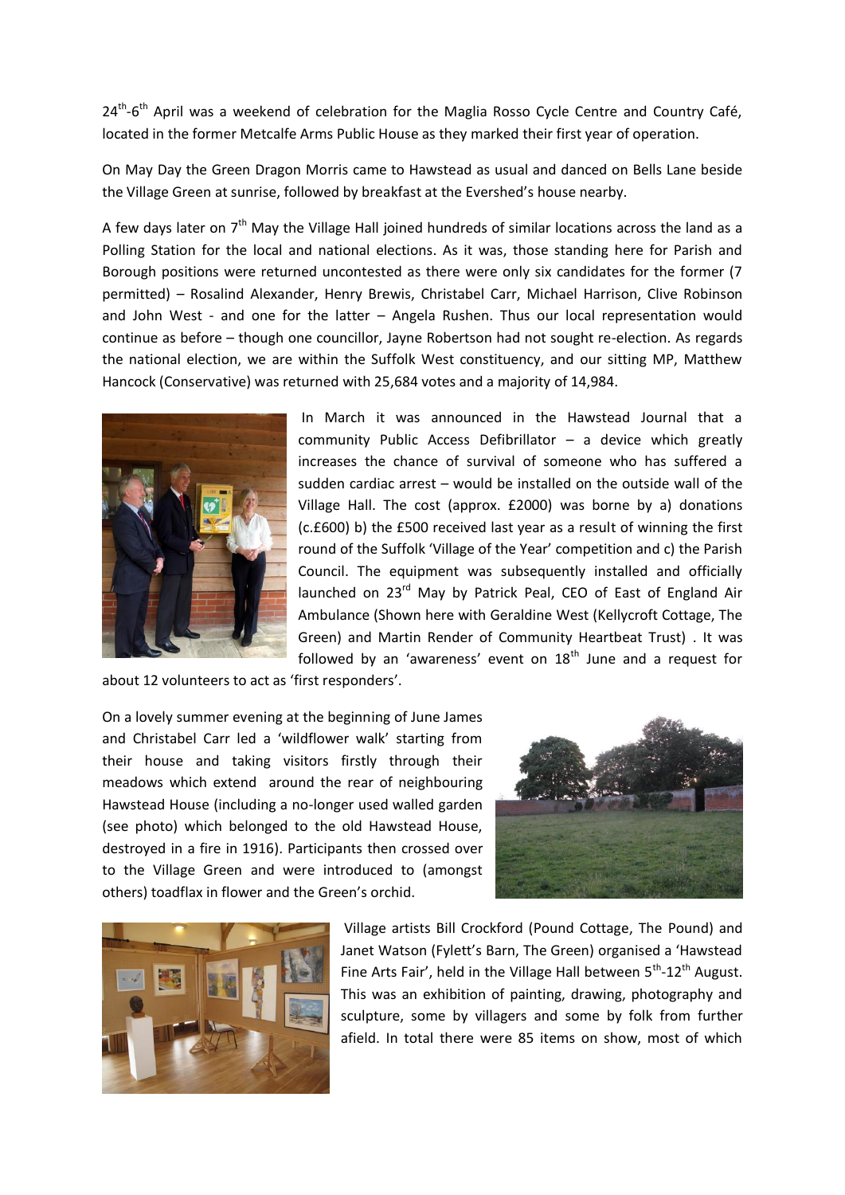24th-6th April was a weekend of celebration for the Maglia Rosso Cycle Centre and Country Café, located in the former Metcalfe Arms Public House as they marked their first year of operation.

On May Day the Green Dragon Morris came to Hawstead as usual and danced on Bells Lane beside the Village Green at sunrise, followed by breakfast at the Evershed's house nearby.

A few days later on 7th May the Village Hall joined hundreds of similar locations across the land as a Polling Station for the local and national elections. As it was, those standing here for Parish and Borough positions were returned uncontested as there were only six candidates for the former (7 permitted) – Rosalind Alexander, Henry Brewis, Christabel Carr, Michael Harrison, Clive Robinson and John West - and one for the latter – Angela Rushen. Thus our local representation would continue as before – though one councillor, Jayne Robertson had not sought re-election. As regards the national election, we are within the Suffolk West constituency, and our sitting MP, Matthew Hancock (Conservative) was returned with 25,684 votes and a majority of 14,984.

In March it was announced in the Hawstead Journal that a community Public Access Defibrillator – a device which greatly increases the chance of survival of someone who has suffered a sudden cardiac arrest – would be installed on the outside wall of the Village Hall. The cost (approx. £2000) was borne by a) donations (c.£600) b) the £500 received last year as a result of winning the first round of the Suffolk 'Village of the Year' competition and c) the Parish Council. The equipment was subsequently installed and officially launched on 23rd May by Patrick Peal, CEO of East of England Air Ambulance (Shown here with Geraldine West (Kellycroft Cottage, The Green) and Martin Render of Community Heartbeat Trust) . It was followed by an 'awareness' event on 18th June and a request for about 12 volunteers to act as 'first responders'.

On a lovely summer evening at the beginning of June James and Christabel Carr led a 'wildflower walk' starting from their house and taking visitors firstly through their meadows which extend around the rear of neighbouring Hawstead House (including a no-longer used walled garden (see photo) which belonged to the old Hawstead House, destroyed in a fire in 1916). Participants then crossed over to the Village Green and were introduced to (amongst others) toadflax in flower and the Green's orchid.

Village artists Bill Crockford (Pound Cottage, The Pound) and Janet Watson (Fylett's Barn, The Green) organised a 'Hawstead Fine Arts Fair', held in the Village Hall between 5th-12th August. This was an exhibition of painting, drawing, photography and sculpture, some by villagers and some by folk from further afield. In total there were 85 items on show, most of which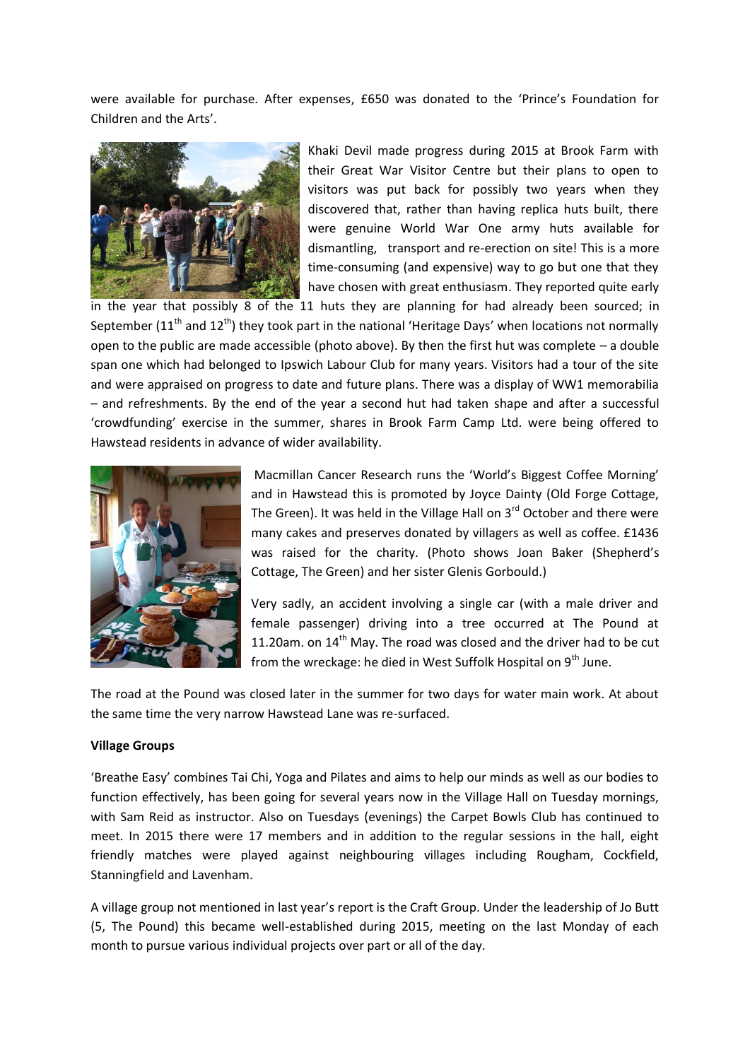were available for purchase. After expenses, £650 was donated to the 'Prince's Foundation for Children and the Arts'.

Khaki Devil made progress during 2015 at Brook Farm with their Great War Visitor Centre but their plans to open to visitors was put back for possibly two years when they discovered that, rather than having replica huts built, there were genuine World War One army huts available for dismantling, transport and re-erection on site! This is a more time-consuming (and expensive) way to go but one that they have chosen with great enthusiasm. They reported quite early in the year that possibly 8 of the 11 huts they are planning for had already been sourced; in September (11th and 12th) they took part in the national 'Heritage Days' when locations not normally open to the public are made accessible (photo above). By then the first hut was complete – a double span one which had belonged to Ipswich Labour Club for many years. Visitors had a tour of the site and were appraised on progress to date and future plans. There was a display of WW1 memorabilia – and refreshments. By the end of the year a second hut had taken shape and after a successful 'crowdfunding' exercise in the summer, shares in Brook Farm Camp Ltd. were being offered to Hawstead residents in advance of wider availability.

Macmillan Cancer Research runs the 'World's Biggest Coffee Morning' and in Hawstead this is promoted by Joyce Dainty (Old Forge Cottage, The Green). It was held in the Village Hall on 3rd October and there were many cakes and preserves donated by villagers as well as coffee. £1436 was raised for the charity. (Photo shows Joan Baker (Shepherd's Cottage, The Green) and her sister Glenis Gorbould.)

Very sadly, an accident involving a single car (with a male driver and female passenger) driving into a tree occurred at The Pound at 11.20am. on 14th May. The road was closed and the driver had to be cut from the wreckage: he died in West Suffolk Hospital on 9th June.

The road at the Pound was closed later in the summer for two days for water main work. At about the same time the very narrow Hawstead Lane was re-surfaced.

**Village Groups**

'Breathe Easy' combines Tai Chi, Yoga and Pilates and aims to help our minds as well as our bodies to function effectively, has been going for several years now in the Village Hall on Tuesday mornings, with Sam Reid as instructor. Also on Tuesdays (evenings) the Carpet Bowls Club has continued to meet. In 2015 there were 17 members and in addition to the regular sessions in the hall, eight friendly matches were played against neighbouring villages including Rougham, Cockfield, Stanningfield and Lavenham.

A village group not mentioned in last year's report is the Craft Group. Under the leadership of Jo Butt (5, The Pound) this became well-established during 2015, meeting on the last Monday of each month to pursue various individual projects over part or all of the day.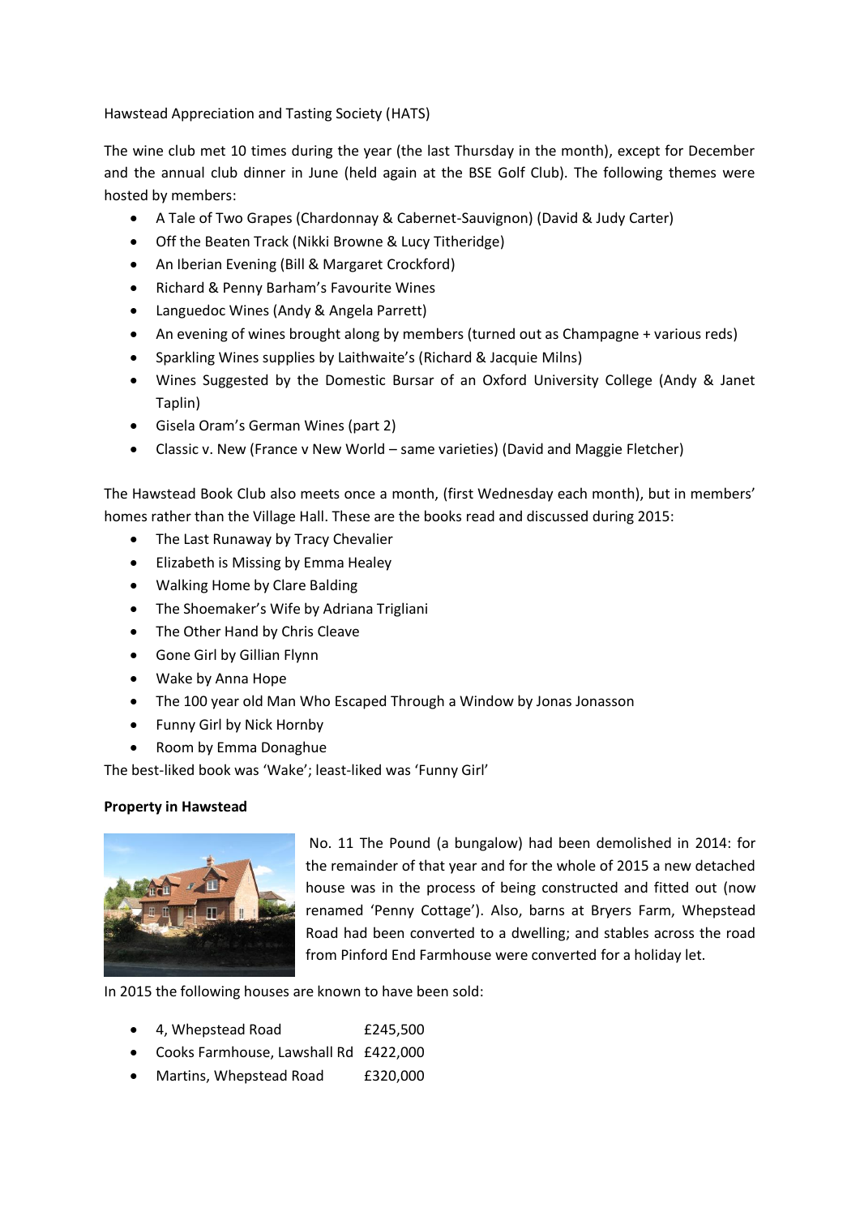Hawstead Appreciation and Tasting Society (HATS)

The wine club met 10 times during the year (the last Thursday in the month), except for December and the annual club dinner in June (held again at the BSE Golf Club). The following themes were hosted by members:

- A Tale of Two Grapes (Chardonnay & Cabernet-Sauvignon) (David & Judy Carter)
- Off the Beaten Track (Nikki Browne & Lucy Titheridge)
- An Iberian Evening (Bill & Margaret Crockford)
- Richard & Penny Barham's Favourite Wines
- Languedoc Wines (Andy & Angela Parrett)
- An evening of wines brought along by members (turned out as Champagne + various reds)
- Sparkling Wines supplies by Laithwaite's (Richard & Jacquie Milns)
- Wines Suggested by the Domestic Bursar of an Oxford University College (Andy & Janet Taplin)
- Gisela Oram's German Wines (part 2)
- Classic v. New (France v New World – same varieties) (David and Maggie Fletcher)

The Hawstead Book Club also meets once a month, (first Wednesday each month), but in members' homes rather than the Village Hall. These are the books read and discussed during 2015:

- The Last Runaway by Tracy Chevalier
- Elizabeth is Missing by Emma Healey
- Walking Home by Clare Balding
- The Shoemaker's Wife by Adriana Trigliani
- The Other Hand by Chris Cleave
- Gone Girl by Gillian Flynn
- Wake by Anna Hope
- The 100 year old Man Who Escaped Through a Window by Jonas Jonasson
- Funny Girl by Nick Hornby
- Room by Emma Donaghue

The best-liked book was 'Wake'; least-liked was 'Funny Girl'

**Property in Hawstead**

No. 11 The Pound (a bungalow) had been demolished in 2014: for the remainder of that year and for the whole of 2015 a new detached house was in the process of being constructed and fitted out (now renamed 'Penny Cottage'). Also, barns at Bryers Farm, Whepstead Road had been converted to a dwelling; and stables across the road from Pinford End Farmhouse were converted for a holiday let.

In 2015 the following houses are known to have been sold:

- 4, Whepstead Road £245,500
- Cooks Farmhouse, Lawshall Rd £422,000
- Martins, Whepstead Road £320,000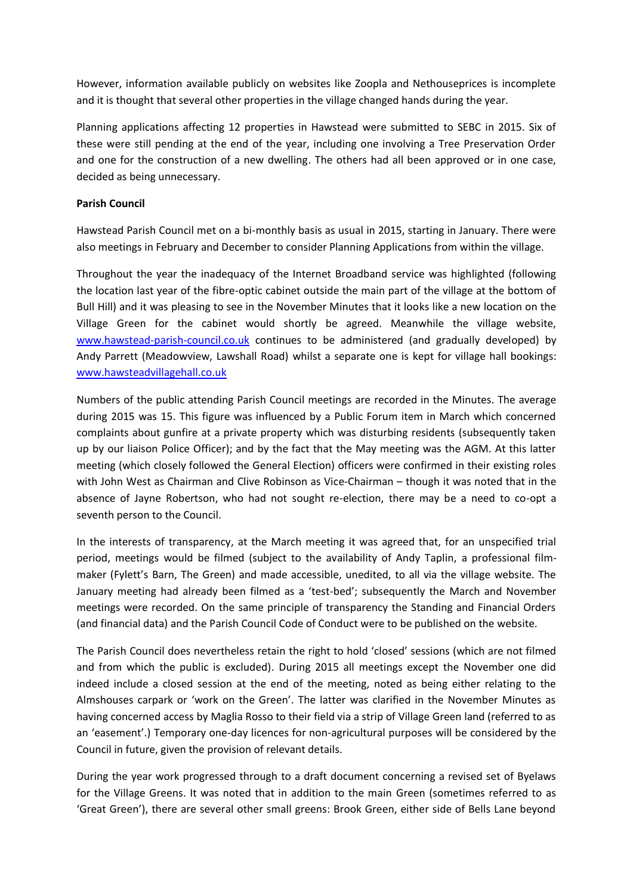However, information available publicly on websites like Zoopla and Nethouseprices is incomplete and it is thought that several other properties in the village changed hands during the year.

Planning applications affecting 12 properties in Hawstead were submitted to SEBC in 2015. Six of these were still pending at the end of the year, including one involving a Tree Preservation Order and one for the construction of a new dwelling. The others had all been approved or in one case, decided as being unnecessary.

**Parish Council**

Hawstead Parish Council met on a bi-monthly basis as usual in 2015, starting in January. There were also meetings in February and December to consider Planning Applications from within the village.

Throughout the year the inadequacy of the Internet Broadband service was highlighted (following the location last year of the fibre-optic cabinet outside the main part of the village at the bottom of Bull Hill) and it was pleasing to see in the November Minutes that it looks like a new location on the Village Green for the cabinet would shortly be agreed. Meanwhile the village website, [www.hawstead-parish-council.co.uk](http://www.hawstead-parish-council.co.uk) continues to be administered (and gradually developed) by Andy Parrett (Meadowview, Lawshall Road) whilst a separate one is kept for village hall bookings: [www.hawsteadvillagehall.co.uk](http://www.hawsteadvillagehall.co.uk)

Numbers of the public attending Parish Council meetings are recorded in the Minutes. The average during 2015 was 15. This figure was influenced by a Public Forum item in March which concerned complaints about gunfire at a private property which was disturbing residents (subsequently taken up by our liaison Police Officer); and by the fact that the May meeting was the AGM. At this latter meeting (which closely followed the General Election) officers were confirmed in their existing roles with John West as Chairman and Clive Robinson as Vice-Chairman – though it was noted that in the absence of Jayne Robertson, who had not sought re-election, there may be a need to co-opt a seventh person to the Council.

In the interests of transparency, at the March meeting it was agreed that, for an unspecified trial period, meetings would be filmed (subject to the availability of Andy Taplin, a professional film-maker (Fylett's Barn, The Green) and made accessible, unedited, to all via the village website. The January meeting had already been filmed as a 'test-bed'; subsequently the March and November meetings were recorded. On the same principle of transparency the Standing and Financial Orders (and financial data) and the Parish Council Code of Conduct were to be published on the website.

The Parish Council does nevertheless retain the right to hold 'closed' sessions (which are not filmed and from which the public is excluded). During 2015 all meetings except the November one did indeed include a closed session at the end of the meeting, noted as being either relating to the Almshouses carpark or 'work on the Green'. The latter was clarified in the November Minutes as having concerned access by Maglia Rosso to their field via a strip of Village Green land (referred to as an 'easement'.) Temporary one-day licences for non-agricultural purposes will be considered by the Council in future, given the provision of relevant details.

During the year work progressed through to a draft document concerning a revised set of Byelaws for the Village Greens. It was noted that in addition to the main Green (sometimes referred to as 'Great Green'), there are several other small greens: Brook Green, either side of Bells Lane beyond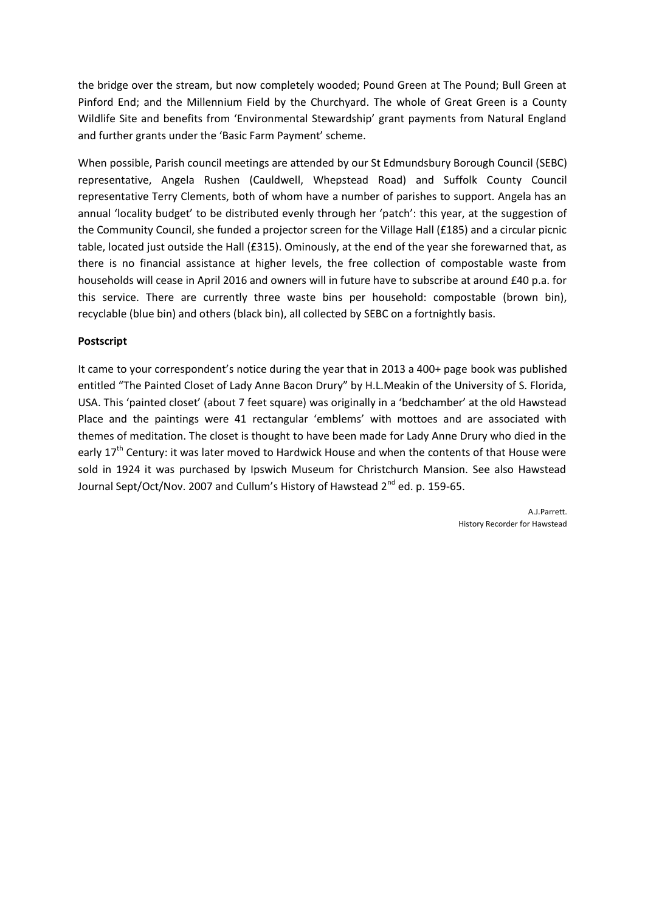the bridge over the stream, but now completely wooded; Pound Green at The Pound; Bull Green at Pinford End; and the Millennium Field by the Churchyard. The whole of Great Green is a County Wildlife Site and benefits from 'Environmental Stewardship' grant payments from Natural England and further grants under the 'Basic Farm Payment' scheme.

When possible, Parish council meetings are attended by our St Edmundsbury Borough Council (SEBC) representative, Angela Rushen (Cauldwell, Whepstead Road) and Suffolk County Council representative Terry Clements, both of whom have a number of parishes to support. Angela has an annual 'locality budget' to be distributed evenly through her 'patch': this year, at the suggestion of the Community Council, she funded a projector screen for the Village Hall (£185) and a circular picnic table, located just outside the Hall (£315). Ominously, at the end of the year she forewarned that, as there is no financial assistance at higher levels, the free collection of compostable waste from households will cease in April 2016 and owners will in future have to subscribe at around £40 p.a. for this service. There are currently three waste bins per household: compostable (brown bin), recyclable (blue bin) and others (black bin), all collected by SEBC on a fortnightly basis.

**Postscript**

It came to your correspondent's notice during the year that in 2013 a 400+ page book was published entitled "The Painted Closet of Lady Anne Bacon Drury" by H.L.Meakin of the University of S. Florida, USA. This 'painted closet' (about 7 feet square) was originally in a 'bedchamber' at the old Hawstead Place and the paintings were 41 rectangular 'emblems' with mottoes and are associated with themes of meditation. The closet is thought to have been made for Lady Anne Drury who died in the early 17th Century: it was later moved to Hardwick House and when the contents of that House were sold in 1924 it was purchased by Ipswich Museum for Christchurch Mansion. See also Hawstead Journal Sept/Oct/Nov. 2007 and Cullum's History of Hawstead 2nd ed. p. 159-65.

A.J.Parrett.
History Recorder for Hawstead